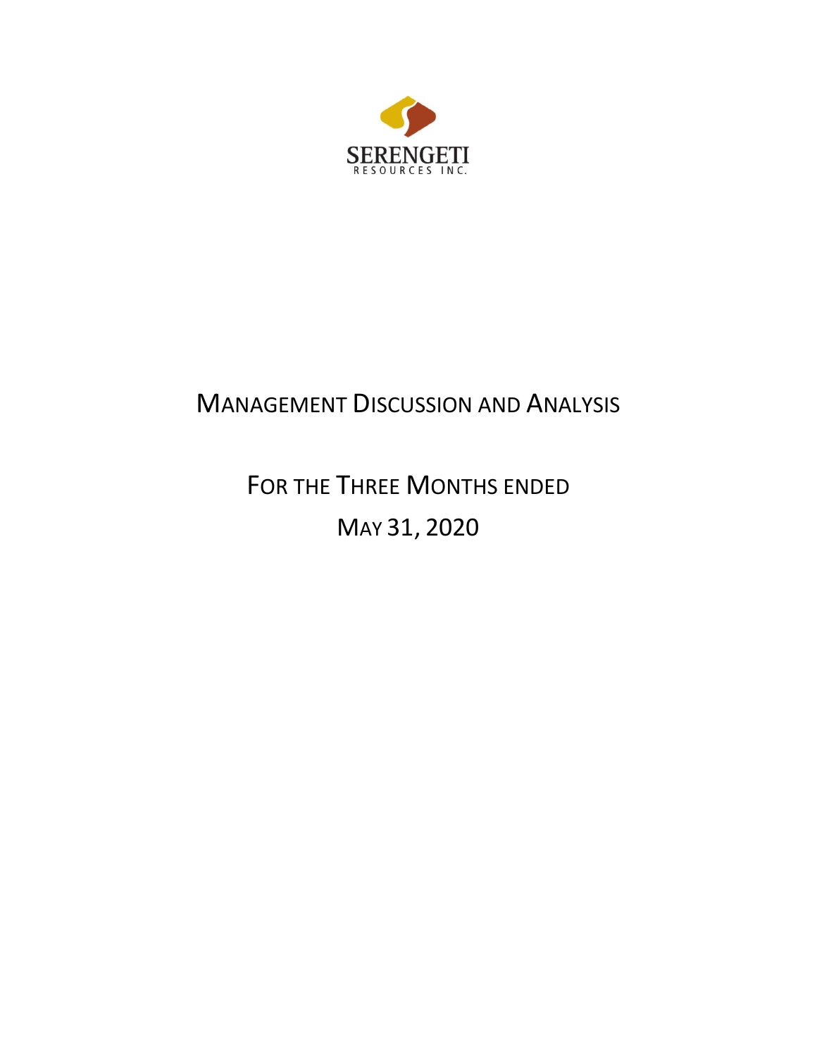SERENGETI
RESOURCES INC.

# MANAGEMENT DISCUSSION AND ANALYSIS

## FOR THE THREE MONTHS ENDED

## MAY 31, 2020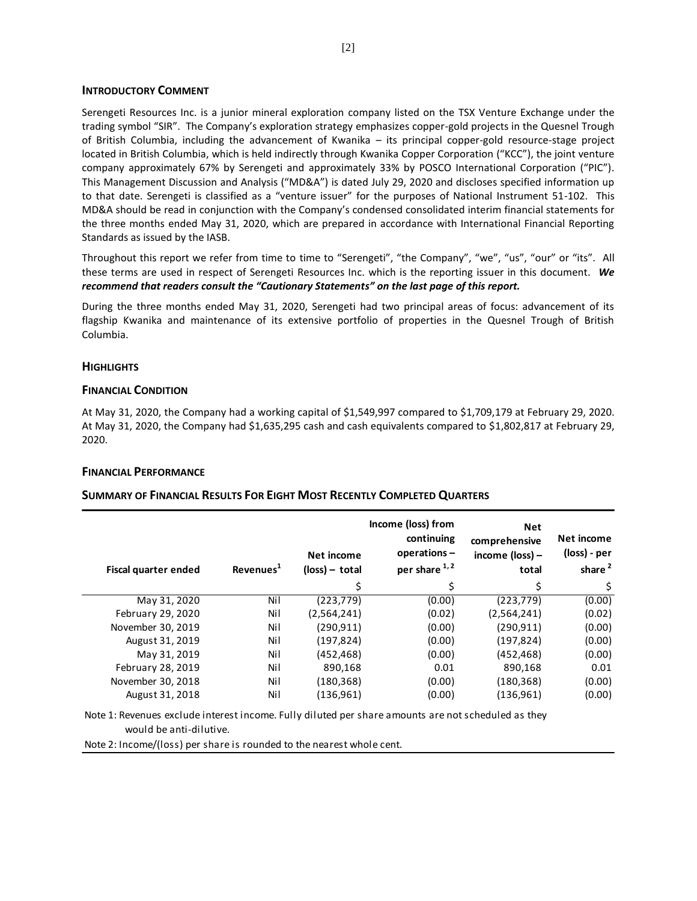## INTRODUCTORY COMMENT

Serengeti Resources Inc. is a junior mineral exploration company listed on the TSX Venture Exchange under the trading symbol "SIR". The Company's exploration strategy emphasizes copper-gold projects in the Quesnel Trough of British Columbia, including the advancement of Kwanika – its principal copper-gold resource-stage project located in British Columbia, which is held indirectly through Kwanika Copper Corporation ("KCC"), the joint venture company approximately 67% by Serengeti and approximately 33% by POSCO International Corporation ("PIC"). This Management Discussion and Analysis ("MD&A") is dated July 29, 2020 and discloses specified information up to that date. Serengeti is classified as a "venture issuer" for the purposes of National Instrument 51-102. This MD&A should be read in conjunction with the Company's condensed consolidated interim financial statements for the three months ended May 31, 2020, which are prepared in accordance with International Financial Reporting Standards as issued by the IASB.

Throughout this report we refer from time to time to "Serengeti", "the Company", "we", "us", "our" or "its". All these terms are used in respect of Serengeti Resources Inc. which is the reporting issuer in this document. ***We recommend that readers consult the "Cautionary Statements" on the last page of this report.***

During the three months ended May 31, 2020, Serengeti had two principal areas of focus: advancement of its flagship Kwanika and maintenance of its extensive portfolio of properties in the Quesnel Trough of British Columbia.

## HIGHLIGHTS

### FINANCIAL CONDITION

At May 31, 2020, the Company had a working capital of $1,549,997 compared to $1,709,179 at February 29, 2020. At May 31, 2020, the Company had $1,635,295 cash and cash equivalents compared to $1,802,817 at February 29, 2020.

### FINANCIAL PERFORMANCE

### SUMMARY OF FINANCIAL RESULTS FOR EIGHT MOST RECENTLY COMPLETED QUARTERS

| Fiscal quarter ended | Revenues[1] | Net income (loss) – total | Income (loss) from continuing operations – per share [1, 2] | Net comprehensive income (loss) – total | Net income (loss) - per share [2] |
|---|---|---|---|---|---|
| | | $ | $ | $ | $ |
| May 31, 2020 | Nil | (223,779) | (0.00) | (223,779) | (0.00) |
| February 29, 2020 | Nil | (2,564,241) | (0.02) | (2,564,241) | (0.02) |
| November 30, 2019 | Nil | (290,911) | (0.00) | (290,911) | (0.00) |
| August 31, 2019 | Nil | (197,824) | (0.00) | (197,824) | (0.00) |
| May 31, 2019 | Nil | (452,468) | (0.00) | (452,468) | (0.00) |
| February 28, 2019 | Nil | 890,168 | 0.01 | 890,168 | 0.01 |
| November 30, 2018 | Nil | (180,368) | (0.00) | (180,368) | (0.00) |
| August 31, 2018 | Nil | (136,961) | (0.00) | (136,961) | (0.00) |

Note 1: Revenues exclude interest income. Fully diluted per share amounts are not scheduled as they would be anti-dilutive.

Note 2: Income/(loss) per share is rounded to the nearest whole cent.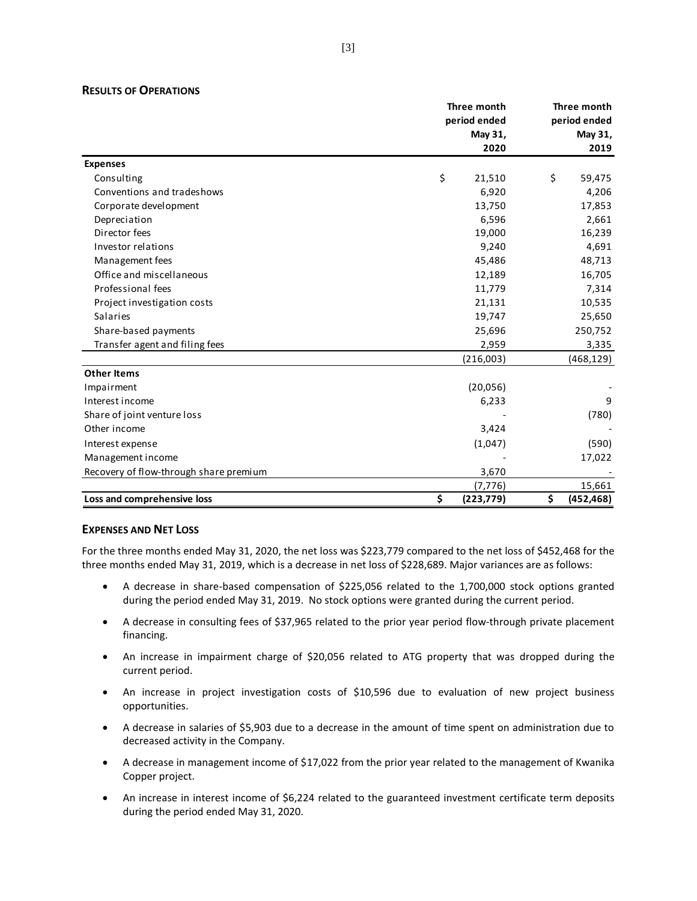## RESULTS OF OPERATIONS

| | Three month period ended May 31, 2020 | Three month period ended May 31, 2019 |
|---|---|---|
| **Expenses** | | |
| Consulting | $ 21,510 | $ 59,475 |
| Conventions and tradeshows | 6,920 | 4,206 |
| Corporate development | 13,750 | 17,853 |
| Depreciation | 6,596 | 2,661 |
| Director fees | 19,000 | 16,239 |
| Investor relations | 9,240 | 4,691 |
| Management fees | 45,486 | 48,713 |
| Office and miscellaneous | 12,189 | 16,705 |
| Professional fees | 11,779 | 7,314 |
| Project investigation costs | 21,131 | 10,535 |
| Salaries | 19,747 | 25,650 |
| Share-based payments | 25,696 | 250,752 |
| Transfer agent and filing fees | 2,959 | 3,335 |
| | (216,003) | (468,129) |
| **Other Items** | | |
| Impairment | (20,056) | - |
| Interest income | 6,233 | 9 |
| Share of joint venture loss | - | (780) |
| Other income | 3,424 | - |
| Interest expense | (1,047) | (590) |
| Management income | - | 17,022 |
| Recovery of flow-through share premium | 3,670 | - |
| | (7,776) | 15,661 |
| **Loss and comprehensive loss** | **$ (223,779)** | **$ (452,468)** |

## EXPENSES AND NET LOSS

For the three months ended May 31, 2020, the net loss was $223,779 compared to the net loss of $452,468 for the three months ended May 31, 2019, which is a decrease in net loss of $228,689. Major variances are as follows:

- A decrease in share-based compensation of $225,056 related to the 1,700,000 stock options granted during the period ended May 31, 2019. No stock options were granted during the current period.
- A decrease in consulting fees of $37,965 related to the prior year period flow-through private placement financing.
- An increase in impairment charge of $20,056 related to ATG property that was dropped during the current period.
- An increase in project investigation costs of $10,596 due to evaluation of new project business opportunities.
- A decrease in salaries of $5,903 due to a decrease in the amount of time spent on administration due to decreased activity in the Company.
- A decrease in management income of $17,022 from the prior year related to the management of Kwanika Copper project.
- An increase in interest income of $6,224 related to the guaranteed investment certificate term deposits during the period ended May 31, 2020.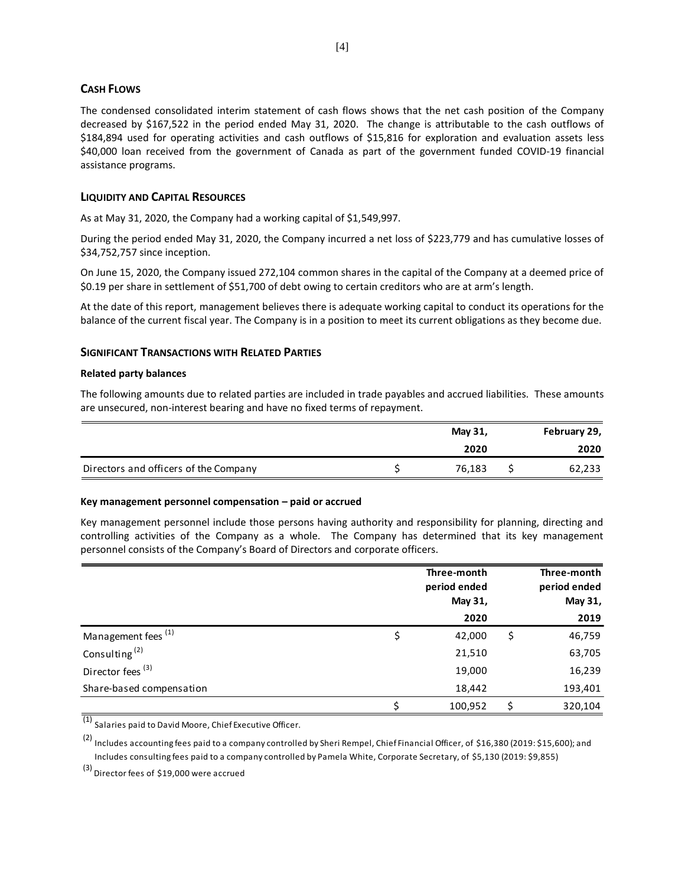## Cash Flows

The condensed consolidated interim statement of cash flows shows that the net cash position of the Company decreased by $167,522 in the period ended May 31, 2020. The change is attributable to the cash outflows of $184,894 used for operating activities and cash outflows of $15,816 for exploration and evaluation assets less $40,000 loan received from the government of Canada as part of the government funded COVID-19 financial assistance programs.

## Liquidity and Capital Resources

As at May 31, 2020, the Company had a working capital of $1,549,997.

During the period ended May 31, 2020, the Company incurred a net loss of $223,779 and has cumulative losses of $34,752,757 since inception.

On June 15, 2020, the Company issued 272,104 common shares in the capital of the Company at a deemed price of $0.19 per share in settlement of $51,700 of debt owing to certain creditors who are at arm's length.

At the date of this report, management believes there is adequate working capital to conduct its operations for the balance of the current fiscal year. The Company is in a position to meet its current obligations as they become due.

## Significant Transactions with Related Parties

**Related party balances**

The following amounts due to related parties are included in trade payables and accrued liabilities. These amounts are unsecured, non-interest bearing and have no fixed terms of repayment.

| | May 31, 2020 | February 29, 2020 |
|---|---|---|
| Directors and officers of the Company | $ 76,183 | $ 62,233 |

**Key management personnel compensation – paid or accrued**

Key management personnel include those persons having authority and responsibility for planning, directing and controlling activities of the Company as a whole. The Company has determined that its key management personnel consists of the Company's Board of Directors and corporate officers.

| | Three-month period ended May 31, 2020 | Three-month period ended May 31, 2019 |
|---|---|---|
| Management fees [(1)] | $ 42,000 | $ 46,759 |
| Consulting [(2)] | 21,510 | 63,705 |
| Director fees [(3)] | 19,000 | 16,239 |
| Share-based compensation | 18,442 | 193,401 |
| | $ 100,952 | $ 320,104 |

[(1)] Salaries paid to David Moore, Chief Executive Officer.

[(2)] Includes accounting fees paid to a company controlled by Sheri Rempel, Chief Financial Officer, of $16,380 (2019: $15,600); and Includes consulting fees paid to a company controlled by Pamela White, Corporate Secretary, of $5,130 (2019: $9,855)

[(3)] Director fees of $19,000 were accrued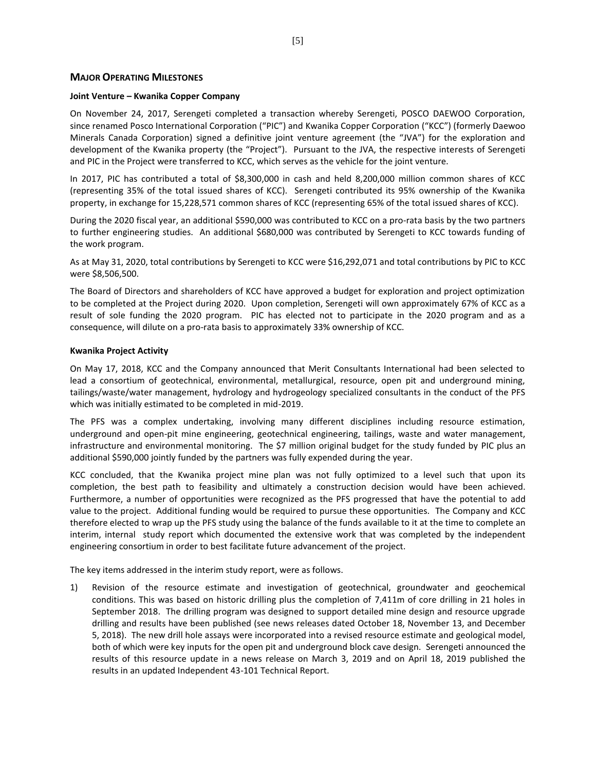## MAJOR OPERATING MILESTONES

**Joint Venture – Kwanika Copper Company**

On November 24, 2017, Serengeti completed a transaction whereby Serengeti, POSCO DAEWOO Corporation, since renamed Posco International Corporation ("PIC") and Kwanika Copper Corporation ("KCC") (formerly Daewoo Minerals Canada Corporation) signed a definitive joint venture agreement (the "JVA") for the exploration and development of the Kwanika property (the "Project"). Pursuant to the JVA, the respective interests of Serengeti and PIC in the Project were transferred to KCC, which serves as the vehicle for the joint venture.

In 2017, PIC has contributed a total of $8,300,000 in cash and held 8,200,000 million common shares of KCC (representing 35% of the total issued shares of KCC). Serengeti contributed its 95% ownership of the Kwanika property, in exchange for 15,228,571 common shares of KCC (representing 65% of the total issued shares of KCC).

During the 2020 fiscal year, an additional $590,000 was contributed to KCC on a pro-rata basis by the two partners to further engineering studies. An additional $680,000 was contributed by Serengeti to KCC towards funding of the work program.

As at May 31, 2020, total contributions by Serengeti to KCC were $16,292,071 and total contributions by PIC to KCC were $8,506,500.

The Board of Directors and shareholders of KCC have approved a budget for exploration and project optimization to be completed at the Project during 2020. Upon completion, Serengeti will own approximately 67% of KCC as a result of sole funding the 2020 program. PIC has elected not to participate in the 2020 program and as a consequence, will dilute on a pro-rata basis to approximately 33% ownership of KCC.

**Kwanika Project Activity**

On May 17, 2018, KCC and the Company announced that Merit Consultants International had been selected to lead a consortium of geotechnical, environmental, metallurgical, resource, open pit and underground mining, tailings/waste/water management, hydrology and hydrogeology specialized consultants in the conduct of the PFS which was initially estimated to be completed in mid-2019.

The PFS was a complex undertaking, involving many different disciplines including resource estimation, underground and open-pit mine engineering, geotechnical engineering, tailings, waste and water management, infrastructure and environmental monitoring. The $7 million original budget for the study funded by PIC plus an additional $590,000 jointly funded by the partners was fully expended during the year.

KCC concluded, that the Kwanika project mine plan was not fully optimized to a level such that upon its completion, the best path to feasibility and ultimately a construction decision would have been achieved. Furthermore, a number of opportunities were recognized as the PFS progressed that have the potential to add value to the project. Additional funding would be required to pursue these opportunities. The Company and KCC therefore elected to wrap up the PFS study using the balance of the funds available to it at the time to complete an interim, internal study report which documented the extensive work that was completed by the independent engineering consortium in order to best facilitate future advancement of the project.

The key items addressed in the interim study report, were as follows.

1) Revision of the resource estimate and investigation of geotechnical, groundwater and geochemical conditions. This was based on historic drilling plus the completion of 7,411m of core drilling in 21 holes in September 2018. The drilling program was designed to support detailed mine design and resource upgrade drilling and results have been published (see news releases dated October 18, November 13, and December 5, 2018). The new drill hole assays were incorporated into a revised resource estimate and geological model, both of which were key inputs for the open pit and underground block cave design. Serengeti announced the results of this resource update in a news release on March 3, 2019 and on April 18, 2019 published the results in an updated Independent 43-101 Technical Report.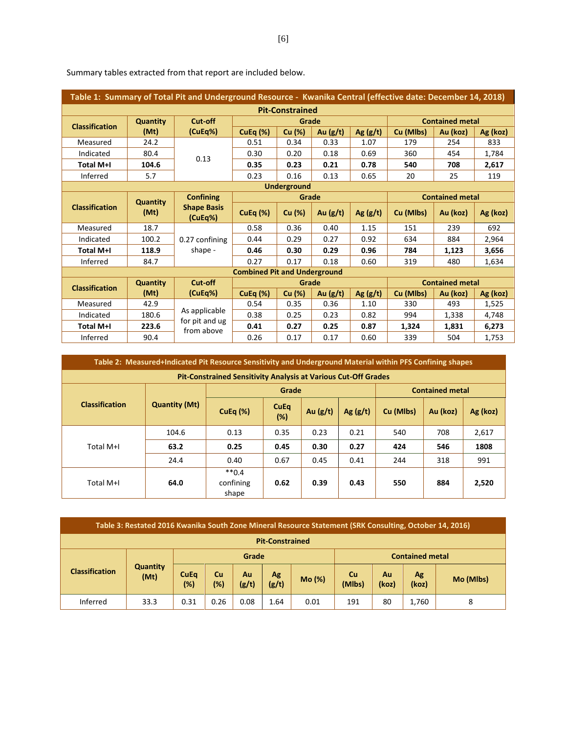Summary tables extracted from that report are included below.

**Table 1: Summary of Total Pit and Underground Resource - Kwanika Central (effective date: December 14, 2018)**

| Pit-Constrained | | | | | | | | | |
|---|---|---|---|---|---|---|---|---|---|
| Classification | Quantity (Mt) | Cut-off (CuEq%) | Grade | | | | Contained metal | | |
| | | | CuEq (%) | Cu (%) | Au (g/t) | Ag (g/t) | Cu (Mlbs) | Au (koz) | Ag (koz) |
| Measured | 24.2 | 0.13 | 0.51 | 0.34 | 0.33 | 1.07 | 179 | 254 | 833 |
| Indicated | 80.4 | | 0.30 | 0.20 | 0.18 | 0.69 | 360 | 454 | 1,784 |
| **Total M+I** | **104.6** | | **0.35** | **0.23** | **0.21** | **0.78** | **540** | **708** | **2,617** |
| Inferred | 5.7 | | 0.23 | 0.16 | 0.13 | 0.65 | 20 | 25 | 119 |
| **Underground** | | | | | | | | | |
| Classification | Quantity (Mt) | Confining Shape Basis (CuEq%) | Grade | | | | Contained metal | | |
| | | | CuEq (%) | Cu (%) | Au (g/t) | Ag (g/t) | Cu (Mlbs) | Au (koz) | Ag (koz) |
| Measured | 18.7 | 0.27 confining shape - | 0.58 | 0.36 | 0.40 | 1.15 | 151 | 239 | 692 |
| Indicated | 100.2 | | 0.44 | 0.29 | 0.27 | 0.92 | 634 | 884 | 2,964 |
| **Total M+I** | **118.9** | | **0.46** | **0.30** | **0.29** | **0.96** | **784** | **1,123** | **3,656** |
| Inferred | 84.7 | | 0.27 | 0.17 | 0.18 | 0.60 | 319 | 480 | 1,634 |
| **Combined Pit and Underground** | | | | | | | | | |
| Classification | Quantity (Mt) | Cut-off (CuEq%) | Grade | | | | Contained metal | | |
| | | | CuEq (%) | Cu (%) | Au (g/t) | Ag (g/t) | Cu (Mlbs) | Au (koz) | Ag (koz) |
| Measured | 42.9 | As applicable for pit and ug from above | 0.54 | 0.35 | 0.36 | 1.10 | 330 | 493 | 1,525 |
| Indicated | 180.6 | | 0.38 | 0.25 | 0.23 | 0.82 | 994 | 1,338 | 4,748 |
| **Total M+I** | **223.6** | | **0.41** | **0.27** | **0.25** | **0.87** | **1,324** | **1,831** | **6,273** |
| Inferred | 90.4 | | 0.26 | 0.17 | 0.17 | 0.60 | 339 | 504 | 1,753 |

**Table 2: Measured+Indicated Pit Resource Sensitivity and Underground Material within PFS Confining shapes**

| Pit-Constrained Sensitivity Analysis at Various Cut-Off Grades | | | | | | | | |
|---|---|---|---|---|---|---|---|---|
| Classification | Quantity (Mt) | Grade | | | | Contained metal | | |
| | | CuEq (%) | CuEq (%) | Au (g/t) | Ag (g/t) | Cu (Mlbs) | Au (koz) | Ag (koz) |
| Total M+I | 104.6 | 0.13 | 0.35 | 0.23 | 0.21 | 540 | 708 | 2,617 |
| | **63.2** | **0.25** | **0.45** | **0.30** | **0.27** | **424** | **546** | **1808** |
| | 24.4 | 0.40 | 0.67 | 0.45 | 0.41 | 244 | 318 | 991 |
| Total M+I | **64.0** | **0.4 confining shape | **0.62** | **0.39** | **0.43** | **550** | **884** | **2,520** |

**Table 3: Restated 2016 Kwanika South Zone Mineral Resource Statement (SRK Consulting, October 14, 2016)**

| Pit-Constrained | | | | | | | | | | |
|---|---|---|---|---|---|---|---|---|---|---|
| Classification | Quantity (Mt) | Grade | | | | | Contained metal | | | |
| | | CuEq (%) | Cu (%) | Au (g/t) | Ag (g/t) | Mo (%) | Cu (Mlbs) | Au (koz) | Ag (koz) | Mo (Mlbs) |
| Inferred | 33.3 | 0.31 | 0.26 | 0.08 | 1.64 | 0.01 | 191 | 80 | 1,760 | 8 |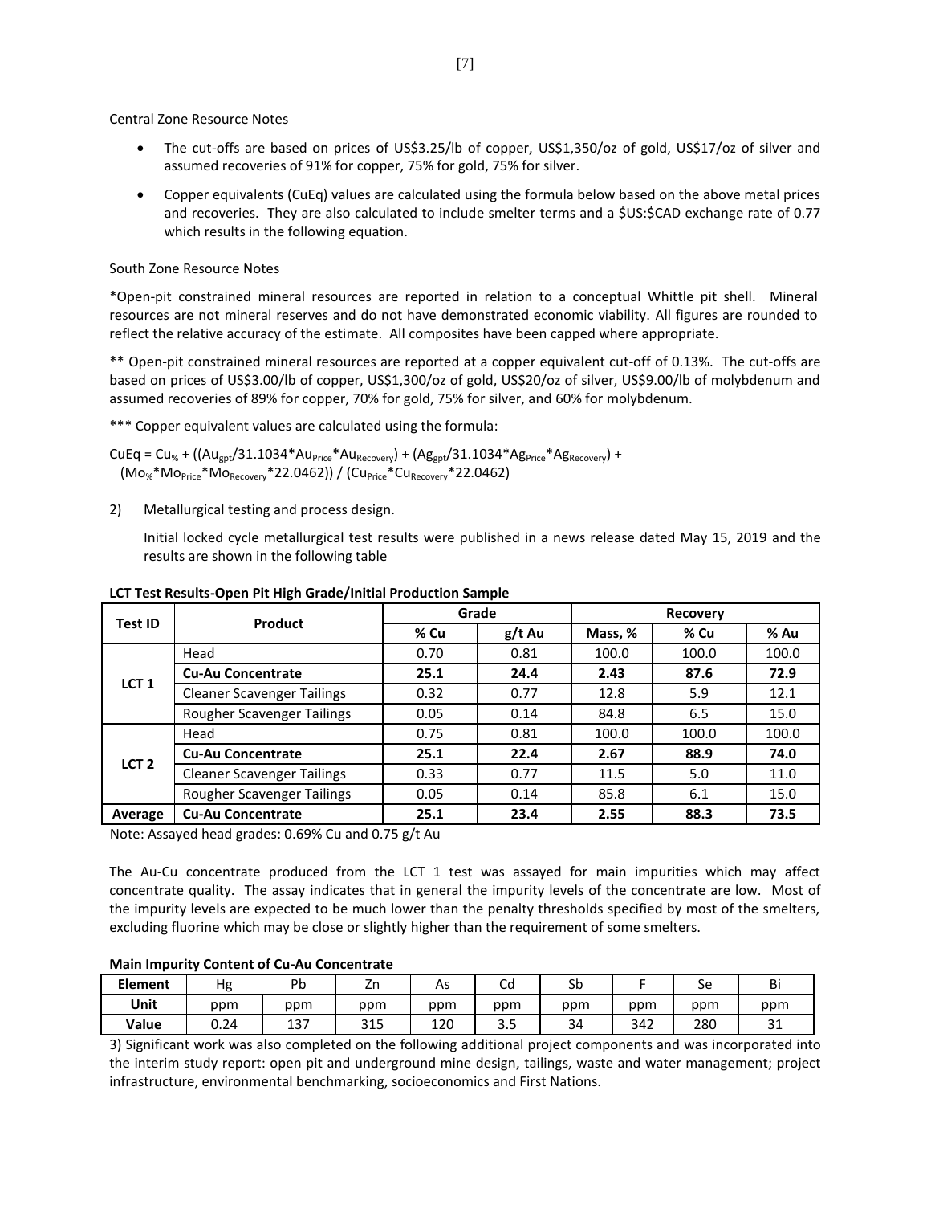Central Zone Resource Notes

- The cut-offs are based on prices of US$3.25/lb of copper, US$1,350/oz of gold, US$17/oz of silver and assumed recoveries of 91% for copper, 75% for gold, 75% for silver.
- Copper equivalents (CuEq) values are calculated using the formula below based on the above metal prices and recoveries. They are also calculated to include smelter terms and a $US:$CAD exchange rate of 0.77 which results in the following equation.

South Zone Resource Notes

*Open-pit constrained mineral resources are reported in relation to a conceptual Whittle pit shell. Mineral resources are not mineral reserves and do not have demonstrated economic viability. All figures are rounded to reflect the relative accuracy of the estimate. All composites have been capped where appropriate.

** Open-pit constrained mineral resources are reported at a copper equivalent cut-off of 0.13%. The cut-offs are based on prices of US$3.00/lb of copper, US$1,300/oz of gold, US$20/oz of silver, US$9.00/lb of molybdenum and assumed recoveries of 89% for copper, 70% for gold, 75% for silver, and 60% for molybdenum.

*** Copper equivalent values are calculated using the formula:

$$CuEq = Cu_{\%} + ((Au_{gpt}/31.1034*Au_{Price}*Au_{Recovery}) + (Ag_{gpt}/31.1034*Ag_{Price}*Ag_{Recovery}) + (Mo_{\%}*Mo_{Price}*Mo_{Recovery}*22.0462)) / (Cu_{Price}*Cu_{Recovery}*22.0462)$$

2) Metallurgical testing and process design.

Initial locked cycle metallurgical test results were published in a news release dated May 15, 2019 and the results are shown in the following table

**LCT Test Results-Open Pit High Grade/Initial Production Sample**

| Test ID | Product | Grade | | Recovery | | |
|---|---|---|---|---|---|---|
| | | % Cu | g/t Au | Mass, % | % Cu | % Au |
| LCT 1 | Head | 0.70 | 0.81 | 100.0 | 100.0 | 100.0 |
| | **Cu-Au Concentrate** | **25.1** | **24.4** | **2.43** | **87.6** | **72.9** |
| | Cleaner Scavenger Tailings | 0.32 | 0.77 | 12.8 | 5.9 | 12.1 |
| | Rougher Scavenger Tailings | 0.05 | 0.14 | 84.8 | 6.5 | 15.0 |
| LCT 2 | Head | 0.75 | 0.81 | 100.0 | 100.0 | 100.0 |
| | **Cu-Au Concentrate** | **25.1** | **22.4** | **2.67** | **88.9** | **74.0** |
| | Cleaner Scavenger Tailings | 0.33 | 0.77 | 11.5 | 5.0 | 11.0 |
| | Rougher Scavenger Tailings | 0.05 | 0.14 | 85.8 | 6.1 | 15.0 |
| **Average** | **Cu-Au Concentrate** | **25.1** | **23.4** | **2.55** | **88.3** | **73.5** |

Note: Assayed head grades: 0.69% Cu and 0.75 g/t Au

The Au-Cu concentrate produced from the LCT 1 test was assayed for main impurities which may affect concentrate quality. The assay indicates that in general the impurity levels of the concentrate are low. Most of the impurity levels are expected to be much lower than the penalty thresholds specified by most of the smelters, excluding fluorine which may be close or slightly higher than the requirement of some smelters.

**Main Impurity Content of Cu-Au Concentrate**

| Element | Hg | Pb | Zn | As | Cd | Sb | F | Se | Bi |
|---|---|---|---|---|---|---|---|---|---|
| Unit | ppm | ppm | ppm | ppm | ppm | ppm | ppm | ppm | ppm |
| Value | 0.24 | 137 | 315 | 120 | 3.5 | 34 | 342 | 280 | 31 |

3) Significant work was also completed on the following additional project components and was incorporated into the interim study report: open pit and underground mine design, tailings, waste and water management; project infrastructure, environmental benchmarking, socioeconomics and First Nations.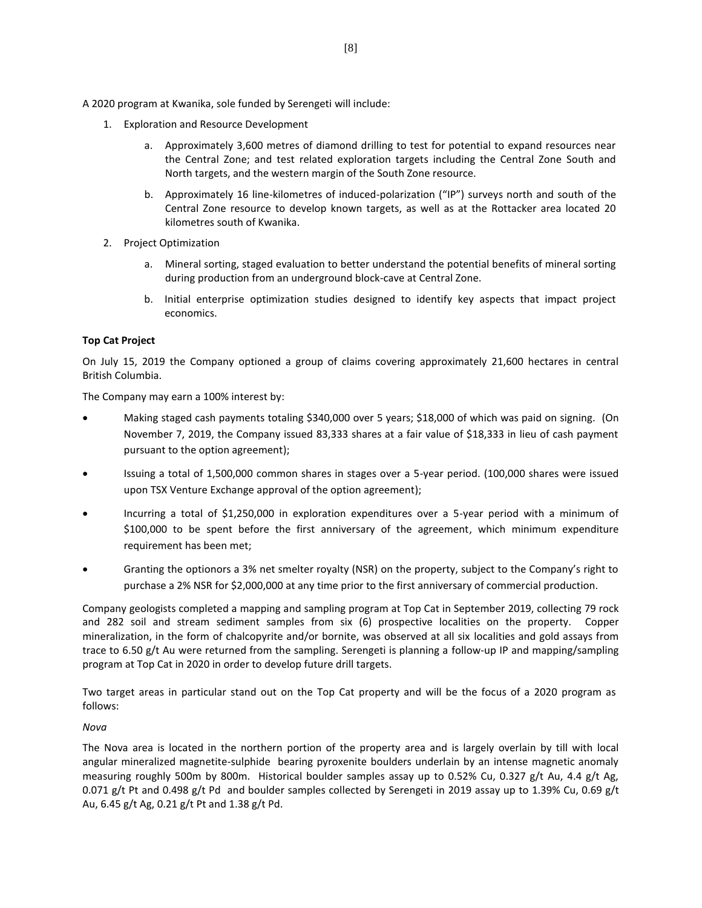A 2020 program at Kwanika, sole funded by Serengeti will include:

1. Exploration and Resource Development
    a. Approximately 3,600 metres of diamond drilling to test for potential to expand resources near the Central Zone; and test related exploration targets including the Central Zone South and North targets, and the western margin of the South Zone resource.
    b. Approximately 16 line-kilometres of induced-polarization ("IP") surveys north and south of the Central Zone resource to develop known targets, as well as at the Rottacker area located 20 kilometres south of Kwanika.
2. Project Optimization
    a. Mineral sorting, staged evaluation to better understand the potential benefits of mineral sorting during production from an underground block-cave at Central Zone.
    b. Initial enterprise optimization studies designed to identify key aspects that impact project economics.

**Top Cat Project**

On July 15, 2019 the Company optioned a group of claims covering approximately 21,600 hectares in central British Columbia.

The Company may earn a 100% interest by:

- Making staged cash payments totaling $340,000 over 5 years; $18,000 of which was paid on signing. (On November 7, 2019, the Company issued 83,333 shares at a fair value of $18,333 in lieu of cash payment pursuant to the option agreement);
- Issuing a total of 1,500,000 common shares in stages over a 5-year period. (100,000 shares were issued upon TSX Venture Exchange approval of the option agreement);
- Incurring a total of $1,250,000 in exploration expenditures over a 5-year period with a minimum of $100,000 to be spent before the first anniversary of the agreement, which minimum expenditure requirement has been met;
- Granting the optionors a 3% net smelter royalty (NSR) on the property, subject to the Company's right to purchase a 2% NSR for $2,000,000 at any time prior to the first anniversary of commercial production.

Company geologists completed a mapping and sampling program at Top Cat in September 2019, collecting 79 rock and 282 soil and stream sediment samples from six (6) prospective localities on the property. Copper mineralization, in the form of chalcopyrite and/or bornite, was observed at all six localities and gold assays from trace to 6.50 g/t Au were returned from the sampling. Serengeti is planning a follow-up IP and mapping/sampling program at Top Cat in 2020 in order to develop future drill targets.

Two target areas in particular stand out on the Top Cat property and will be the focus of a 2020 program as follows:

*Nova*

The Nova area is located in the northern portion of the property area and is largely overlain by till with local angular mineralized magnetite-sulphide bearing pyroxenite boulders underlain by an intense magnetic anomaly measuring roughly 500m by 800m. Historical boulder samples assay up to 0.52% Cu, 0.327 g/t Au, 4.4 g/t Ag, 0.071 g/t Pt and 0.498 g/t Pd and boulder samples collected by Serengeti in 2019 assay up to 1.39% Cu, 0.69 g/t Au, 6.45 g/t Ag, 0.21 g/t Pt and 1.38 g/t Pd.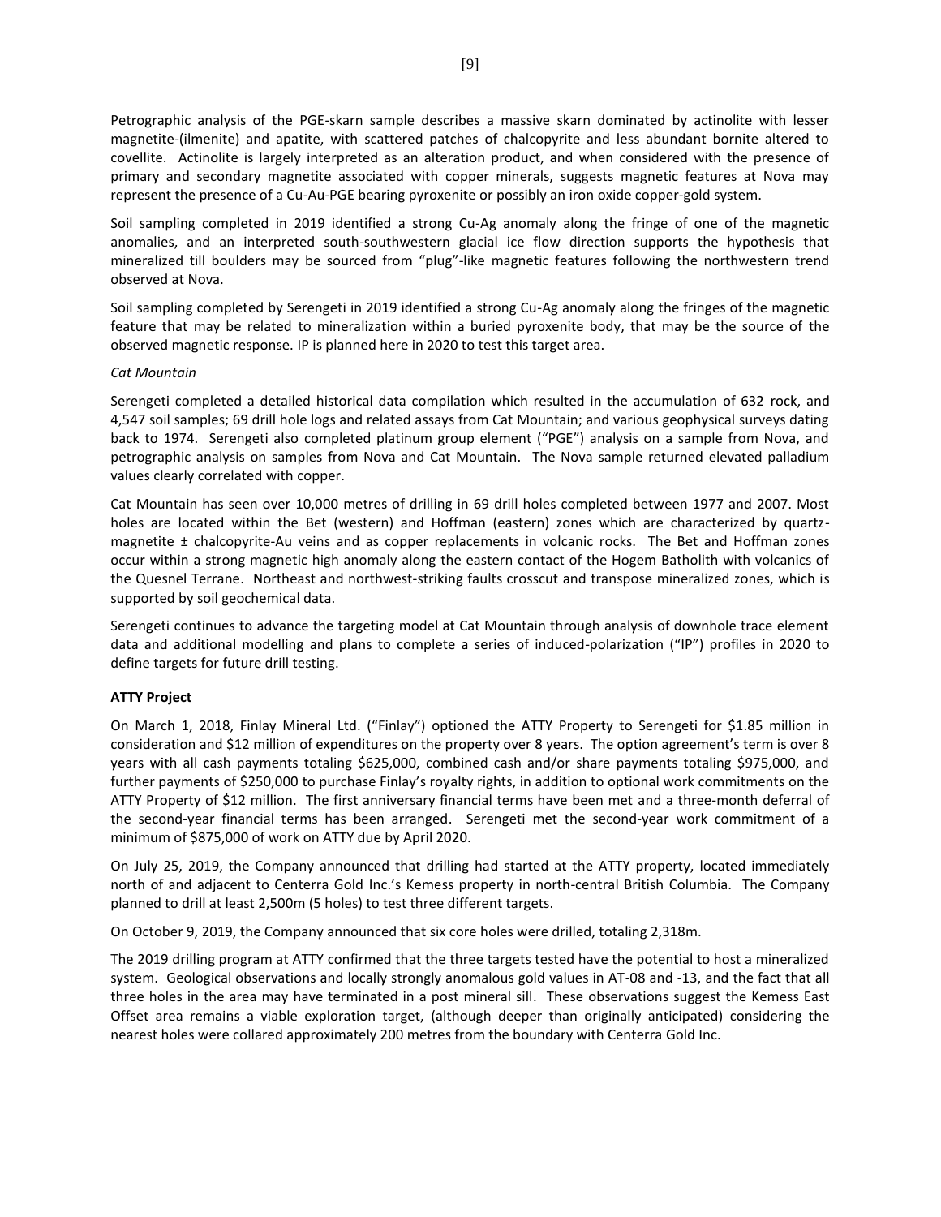Petrographic analysis of the PGE-skarn sample describes a massive skarn dominated by actinolite with lesser magnetite-(ilmenite) and apatite, with scattered patches of chalcopyrite and less abundant bornite altered to covellite. Actinolite is largely interpreted as an alteration product, and when considered with the presence of primary and secondary magnetite associated with copper minerals, suggests magnetic features at Nova may represent the presence of a Cu-Au-PGE bearing pyroxenite or possibly an iron oxide copper-gold system.

Soil sampling completed in 2019 identified a strong Cu-Ag anomaly along the fringe of one of the magnetic anomalies, and an interpreted south-southwestern glacial ice flow direction supports the hypothesis that mineralized till boulders may be sourced from "plug"-like magnetic features following the northwestern trend observed at Nova.

Soil sampling completed by Serengeti in 2019 identified a strong Cu-Ag anomaly along the fringes of the magnetic feature that may be related to mineralization within a buried pyroxenite body, that may be the source of the observed magnetic response. IP is planned here in 2020 to test this target area.

*Cat Mountain*

Serengeti completed a detailed historical data compilation which resulted in the accumulation of 632 rock, and 4,547 soil samples; 69 drill hole logs and related assays from Cat Mountain; and various geophysical surveys dating back to 1974. Serengeti also completed platinum group element ("PGE") analysis on a sample from Nova, and petrographic analysis on samples from Nova and Cat Mountain. The Nova sample returned elevated palladium values clearly correlated with copper.

Cat Mountain has seen over 10,000 metres of drilling in 69 drill holes completed between 1977 and 2007. Most holes are located within the Bet (western) and Hoffman (eastern) zones which are characterized by quartz-magnetite ± chalcopyrite-Au veins and as copper replacements in volcanic rocks. The Bet and Hoffman zones occur within a strong magnetic high anomaly along the eastern contact of the Hogem Batholith with volcanics of the Quesnel Terrane. Northeast and northwest-striking faults crosscut and transpose mineralized zones, which is supported by soil geochemical data.

Serengeti continues to advance the targeting model at Cat Mountain through analysis of downhole trace element data and additional modelling and plans to complete a series of induced-polarization ("IP") profiles in 2020 to define targets for future drill testing.

**ATTY Project**

On March 1, 2018, Finlay Mineral Ltd. ("Finlay") optioned the ATTY Property to Serengeti for $1.85 million in consideration and $12 million of expenditures on the property over 8 years. The option agreement's term is over 8 years with all cash payments totaling $625,000, combined cash and/or share payments totaling $975,000, and further payments of $250,000 to purchase Finlay's royalty rights, in addition to optional work commitments on the ATTY Property of $12 million. The first anniversary financial terms have been met and a three-month deferral of the second-year financial terms has been arranged. Serengeti met the second-year work commitment of a minimum of $875,000 of work on ATTY due by April 2020.

On July 25, 2019, the Company announced that drilling had started at the ATTY property, located immediately north of and adjacent to Centerra Gold Inc.'s Kemess property in north-central British Columbia. The Company planned to drill at least 2,500m (5 holes) to test three different targets.

On October 9, 2019, the Company announced that six core holes were drilled, totaling 2,318m.

The 2019 drilling program at ATTY confirmed that the three targets tested have the potential to host a mineralized system. Geological observations and locally strongly anomalous gold values in AT-08 and -13, and the fact that all three holes in the area may have terminated in a post mineral sill. These observations suggest the Kemess East Offset area remains a viable exploration target, (although deeper than originally anticipated) considering the nearest holes were collared approximately 200 metres from the boundary with Centerra Gold Inc.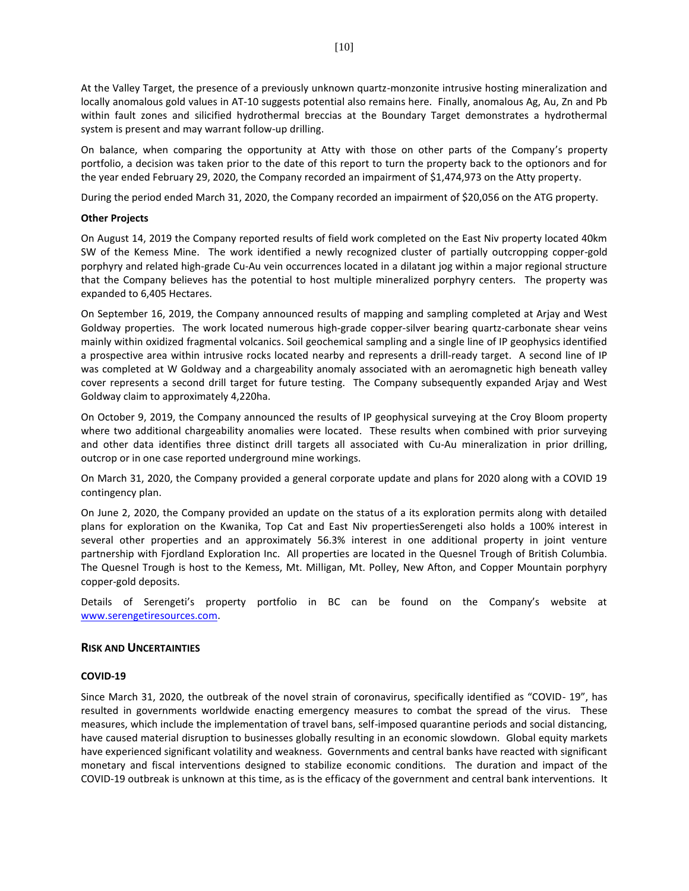At the Valley Target, the presence of a previously unknown quartz-monzonite intrusive hosting mineralization and locally anomalous gold values in AT-10 suggests potential also remains here. Finally, anomalous Ag, Au, Zn and Pb within fault zones and silicified hydrothermal breccias at the Boundary Target demonstrates a hydrothermal system is present and may warrant follow-up drilling.

On balance, when comparing the opportunity at Atty with those on other parts of the Company's property portfolio, a decision was taken prior to the date of this report to turn the property back to the optionors and for the year ended February 29, 2020, the Company recorded an impairment of $1,474,973 on the Atty property.

During the period ended March 31, 2020, the Company recorded an impairment of $20,056 on the ATG property.

**Other Projects**

On August 14, 2019 the Company reported results of field work completed on the East Niv property located 40km SW of the Kemess Mine. The work identified a newly recognized cluster of partially outcropping copper-gold porphyry and related high-grade Cu-Au vein occurrences located in a dilatant jog within a major regional structure that the Company believes has the potential to host multiple mineralized porphyry centers. The property was expanded to 6,405 Hectares.

On September 16, 2019, the Company announced results of mapping and sampling completed at Arjay and West Goldway properties. The work located numerous high-grade copper-silver bearing quartz-carbonate shear veins mainly within oxidized fragmental volcanics. Soil geochemical sampling and a single line of IP geophysics identified a prospective area within intrusive rocks located nearby and represents a drill-ready target. A second line of IP was completed at W Goldway and a chargeability anomaly associated with an aeromagnetic high beneath valley cover represents a second drill target for future testing. The Company subsequently expanded Arjay and West Goldway claim to approximately 4,220ha.

On October 9, 2019, the Company announced the results of IP geophysical surveying at the Croy Bloom property where two additional chargeability anomalies were located. These results when combined with prior surveying and other data identifies three distinct drill targets all associated with Cu-Au mineralization in prior drilling, outcrop or in one case reported underground mine workings.

On March 31, 2020, the Company provided a general corporate update and plans for 2020 along with a COVID 19 contingency plan.

On June 2, 2020, the Company provided an update on the status of a its exploration permits along with detailed plans for exploration on the Kwanika, Top Cat and East Niv propertiesSerengeti also holds a 100% interest in several other properties and an approximately 56.3% interest in one additional property in joint venture partnership with Fjordland Exploration Inc. All properties are located in the Quesnel Trough of British Columbia. The Quesnel Trough is host to the Kemess, Mt. Milligan, Mt. Polley, New Afton, and Copper Mountain porphyry copper-gold deposits.

Details of Serengeti's property portfolio in BC can be found on the Company's website at www.serengetiresources.com.

## Risk and Uncertainties

**COVID-19**

Since March 31, 2020, the outbreak of the novel strain of coronavirus, specifically identified as "COVID- 19", has resulted in governments worldwide enacting emergency measures to combat the spread of the virus. These measures, which include the implementation of travel bans, self-imposed quarantine periods and social distancing, have caused material disruption to businesses globally resulting in an economic slowdown. Global equity markets have experienced significant volatility and weakness. Governments and central banks have reacted with significant monetary and fiscal interventions designed to stabilize economic conditions. The duration and impact of the COVID-19 outbreak is unknown at this time, as is the efficacy of the government and central bank interventions. It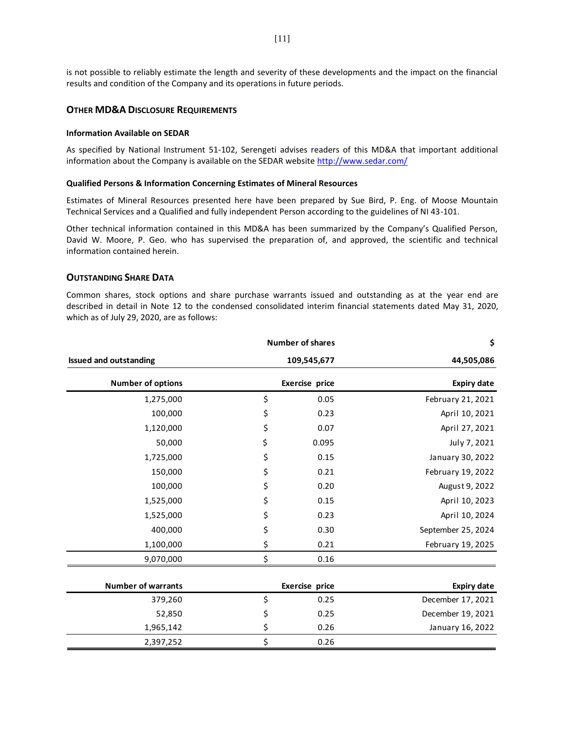is not possible to reliably estimate the length and severity of these developments and the impact on the financial results and condition of the Company and its operations in future periods.

## OTHER MD&A DISCLOSURE REQUIREMENTS

### Information Available on SEDAR

As specified by National Instrument 51-102, Serengeti advises readers of this MD&A that important additional information about the Company is available on the SEDAR website http://www.sedar.com/

### Qualified Persons & Information Concerning Estimates of Mineral Resources

Estimates of Mineral Resources presented here have been prepared by Sue Bird, P. Eng. of Moose Mountain Technical Services and a Qualified and fully independent Person according to the guidelines of NI 43-101.

Other technical information contained in this MD&A has been summarized by the Company's Qualified Person, David W. Moore, P. Geo. who has supervised the preparation of, and approved, the scientific and technical information contained herein.

## OUTSTANDING SHARE DATA

Common shares, stock options and share purchase warrants issued and outstanding as at the year end are described in detail in Note 12 to the condensed consolidated interim financial statements dated May 31, 2020, which as of July 29, 2020, are as follows:

| | Number of shares | $ |
|---|---|---|
| **Issued and outstanding** | **109,545,677** | **44,505,086** |

| Number of options | Exercise price | Expiry date |
|---|---|---|
| 1,275,000 | $ 0.05 | February 21, 2021 |
| 100,000 | $ 0.23 | April 10, 2021 |
| 1,120,000 | $ 0.07 | April 27, 2021 |
| 50,000 | $ 0.095 | July 7, 2021 |
| 1,725,000 | $ 0.15 | January 30, 2022 |
| 150,000 | $ 0.21 | February 19, 2022 |
| 100,000 | $ 0.20 | August 9, 2022 |
| 1,525,000 | $ 0.15 | April 10, 2023 |
| 1,525,000 | $ 0.23 | April 10, 2024 |
| 400,000 | $ 0.30 | September 25, 2024 |
| 1,100,000 | $ 0.21 | February 19, 2025 |
| 9,070,000 | $ 0.16 | |

| Number of warrants | Exercise price | Expiry date |
|---|---|---|
| 379,260 | $ 0.25 | December 17, 2021 |
| 52,850 | $ 0.25 | December 19, 2021 |
| 1,965,142 | $ 0.26 | January 16, 2022 |
| 2,397,252 | $ 0.26 | |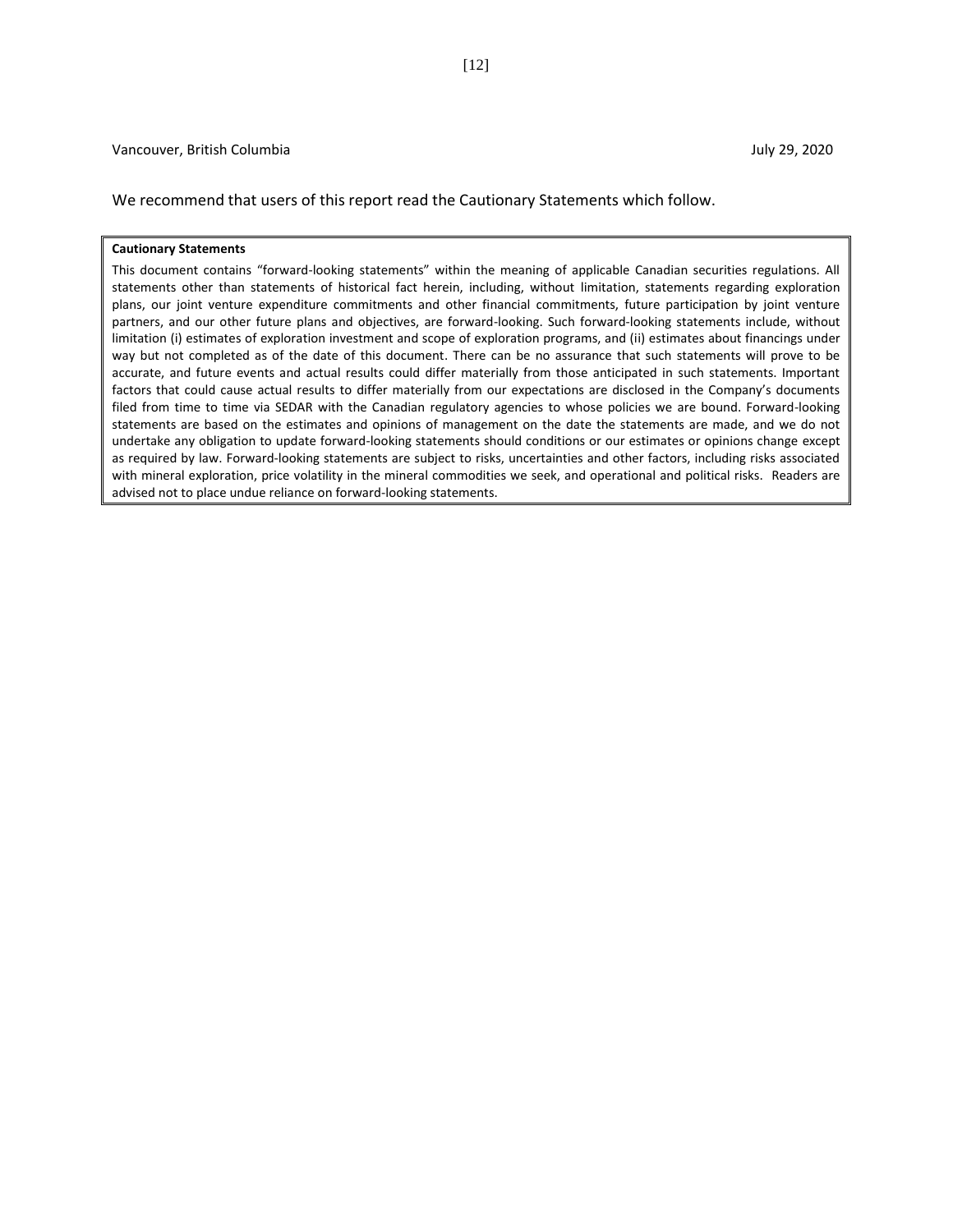Vancouver, British Columbia July 29, 2020

We recommend that users of this report read the Cautionary Statements which follow.

**Cautionary Statements**

This document contains "forward-looking statements" within the meaning of applicable Canadian securities regulations. All statements other than statements of historical fact herein, including, without limitation, statements regarding exploration plans, our joint venture expenditure commitments and other financial commitments, future participation by joint venture partners, and our other future plans and objectives, are forward-looking. Such forward-looking statements include, without limitation (i) estimates of exploration investment and scope of exploration programs, and (ii) estimates about financings under way but not completed as of the date of this document. There can be no assurance that such statements will prove to be accurate, and future events and actual results could differ materially from those anticipated in such statements. Important factors that could cause actual results to differ materially from our expectations are disclosed in the Company's documents filed from time to time via SEDAR with the Canadian regulatory agencies to whose policies we are bound. Forward-looking statements are based on the estimates and opinions of management on the date the statements are made, and we do not undertake any obligation to update forward-looking statements should conditions or our estimates or opinions change except as required by law. Forward-looking statements are subject to risks, uncertainties and other factors, including risks associated with mineral exploration, price volatility in the mineral commodities we seek, and operational and political risks. Readers are advised not to place undue reliance on forward-looking statements.